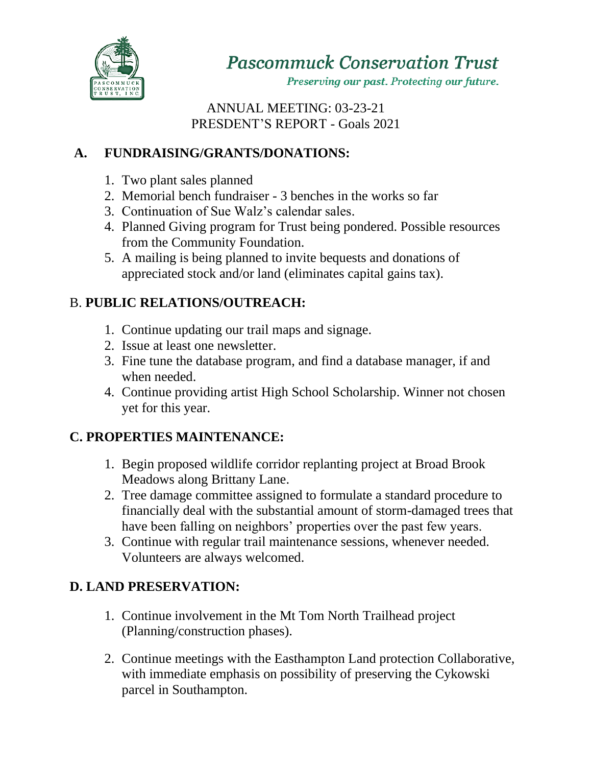# Pascommuck Conservation Trust

*Preserving our past. Protecting our future.*

ANNUAL MEETING: 03-23-21
PRESDENT'S REPORT - Goals 2021

## A. FUNDRAISING/GRANTS/DONATIONS:

1. Two plant sales planned
2. Memorial bench fundraiser - 3 benches in the works so far
3. Continuation of Sue Walz's calendar sales.
4. Planned Giving program for Trust being pondered. Possible resources from the Community Foundation.
5. A mailing is being planned to invite bequests and donations of appreciated stock and/or land (eliminates capital gains tax).

## B. PUBLIC RELATIONS/OUTREACH:

1. Continue updating our trail maps and signage.
2. Issue at least one newsletter.
3. Fine tune the database program, and find a database manager, if and when needed.
4. Continue providing artist High School Scholarship. Winner not chosen yet for this year.

## C. PROPERTIES MAINTENANCE:

1. Begin proposed wildlife corridor replanting project at Broad Brook Meadows along Brittany Lane.
2. Tree damage committee assigned to formulate a standard procedure to financially deal with the substantial amount of storm-damaged trees that have been falling on neighbors' properties over the past few years.
3. Continue with regular trail maintenance sessions, whenever needed. Volunteers are always welcomed.

## D. LAND PRESERVATION:

1. Continue involvement in the Mt Tom North Trailhead project (Planning/construction phases).
2. Continue meetings with the Easthampton Land protection Collaborative, with immediate emphasis on possibility of preserving the Cykowski parcel in Southampton.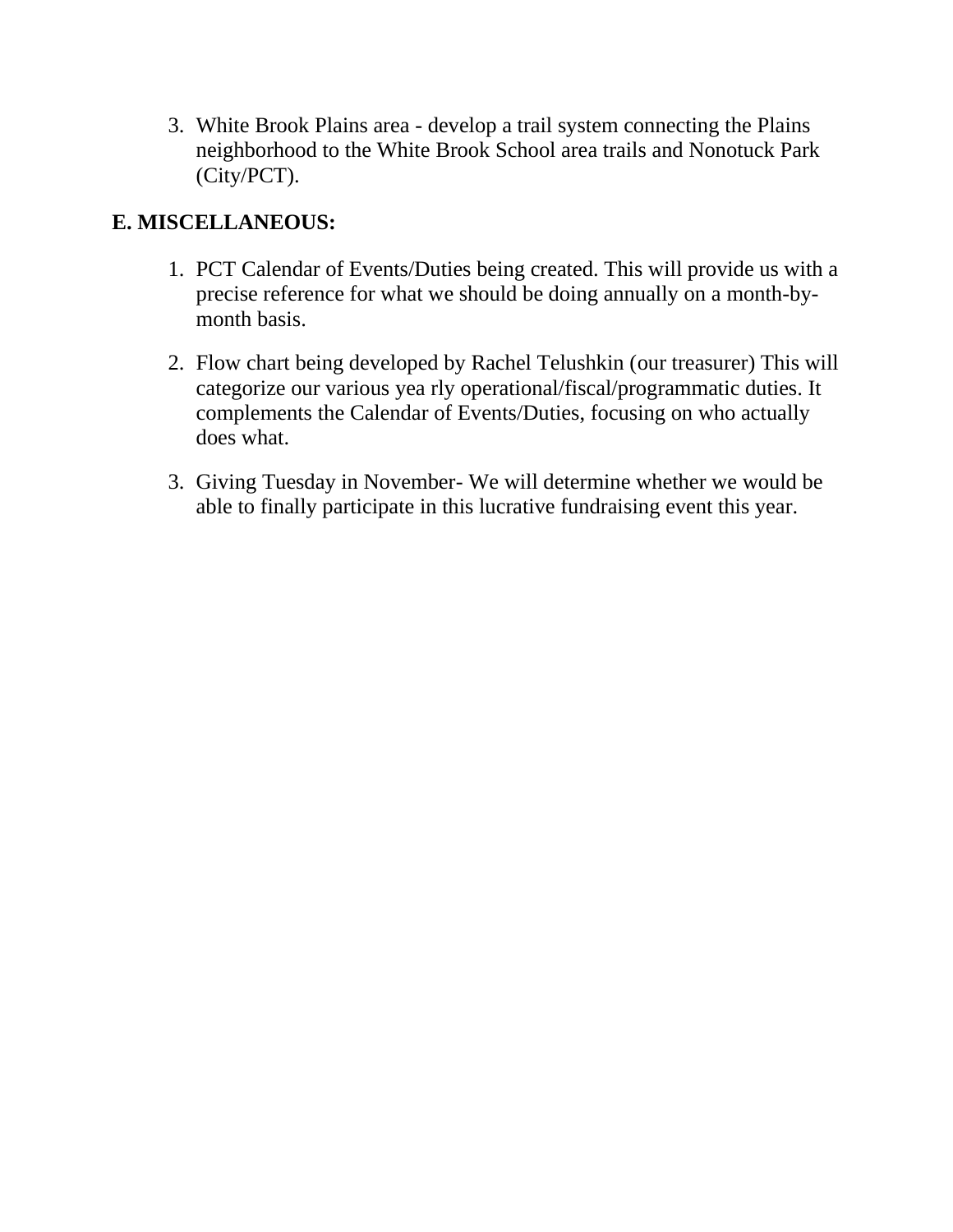3. White Brook Plains area - develop a trail system connecting the Plains neighborhood to the White Brook School area trails and Nonotuck Park (City/PCT).

**E. MISCELLANEOUS:**

1. PCT Calendar of Events/Duties being created. This will provide us with a precise reference for what we should be doing annually on a month-by-month basis.

2. Flow chart being developed by Rachel Telushkin (our treasurer) This will categorize our various yea rly operational/fiscal/programmatic duties. It complements the Calendar of Events/Duties, focusing on who actually does what.

3. Giving Tuesday in November- We will determine whether we would be able to finally participate in this lucrative fundraising event this year.